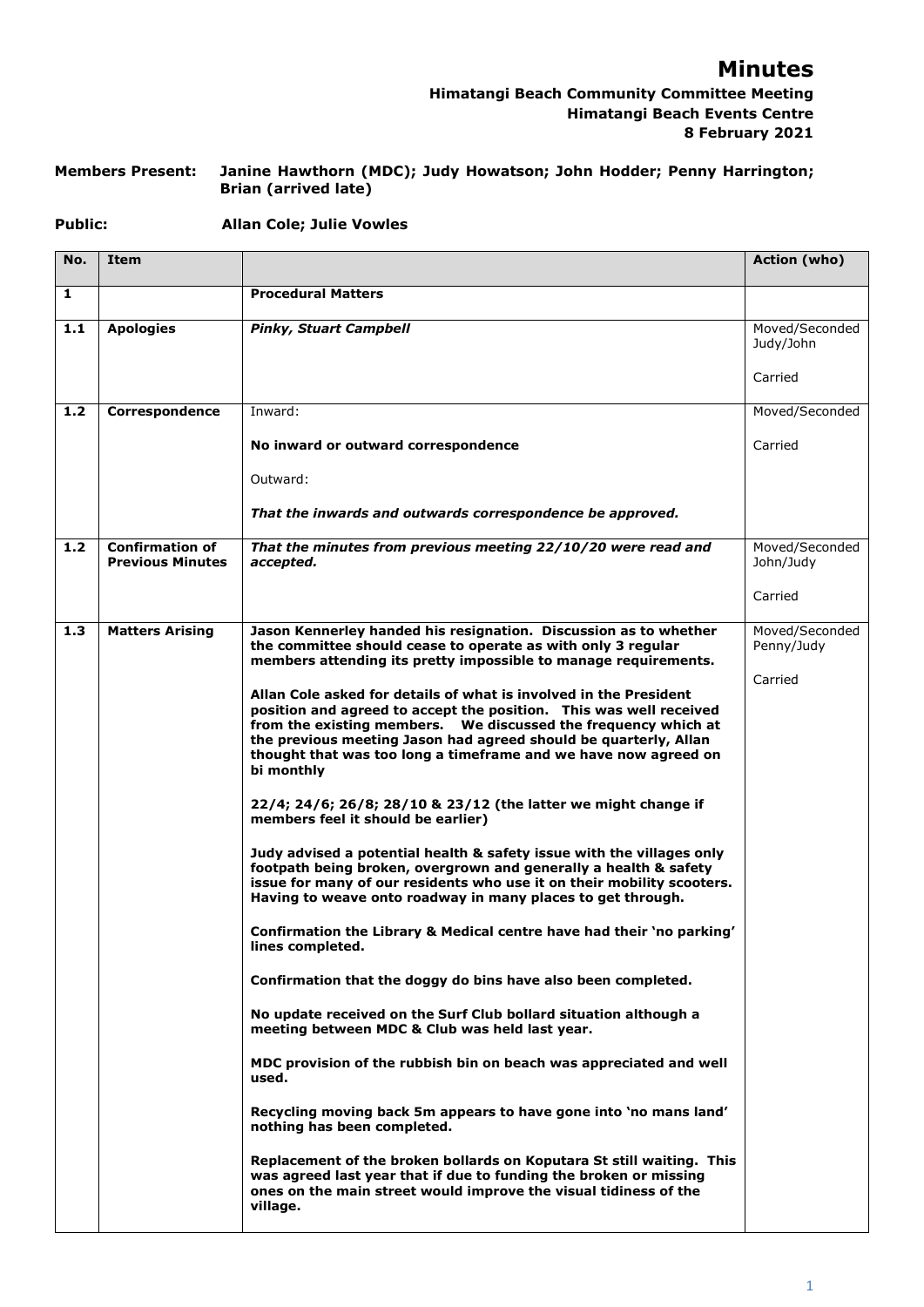# Minutes

**Himatangi Beach Community Committee Meeting**
**Himatangi Beach Events Centre**
**8 February 2021**

**Members Present:** **Janine Hawthorn (MDC); Judy Howatson; John Hodder; Penny Harrington; Brian (arrived late)**

**Public:** **Allan Cole; Julie Vowles**

| No. | Item | | Action (who) |
|---|---|---|---|
| **1** | | **Procedural Matters** | |
| **1.1** | **Apologies** | ***Pinky, Stuart Campbell*** | Moved/Seconded Judy/John<br><br>Carried |
| **1.2** | **Correspondence** | Inward:<br><br>**No inward or outward correspondence**<br><br>Outward:<br><br>***That the inwards and outwards correspondence be approved.*** | Moved/Seconded<br><br>Carried |
| **1.2** | **Confirmation of Previous Minutes** | ***That the minutes from previous meeting 22/10/20 were read and accepted.*** | Moved/Seconded John/Judy<br><br>Carried |
| **1.3** | **Matters Arising** | **Jason Kennerley handed his resignation. Discussion as to whether the committee should cease to operate as with only 3 regular members attending its pretty impossible to manage requirements.**<br><br>**Allan Cole asked for details of what is involved in the President position and agreed to accept the position. This was well received from the existing members. We discussed the frequency which at the previous meeting Jason had agreed should be quarterly, Allan thought that was too long a timeframe and we have now agreed on bi monthly**<br><br>**22/4; 24/6; 26/8; 28/10 & 23/12 (the latter we might change if members feel it should be earlier)**<br><br>**Judy advised a potential health & safety issue with the villages only footpath being broken, overgrown and generally a health & safety issue for many of our residents who use it on their mobility scooters. Having to weave onto roadway in many places to get through.**<br><br>**Confirmation the Library & Medical centre have had their 'no parking' lines completed.**<br><br>**Confirmation that the doggy do bins have also been completed.**<br><br>**No update received on the Surf Club bollard situation although a meeting between MDC & Club was held last year.**<br><br>**MDC provision of the rubbish bin on beach was appreciated and well used.**<br><br>**Recycling moving back 5m appears to have gone into 'no mans land' nothing has been completed.**<br><br>**Replacement of the broken bollards on Koputara St still waiting. This was agreed last year that if due to funding the broken or missing ones on the main street would improve the visual tidiness of the village.** | Moved/Seconded Penny/Judy<br><br>Carried |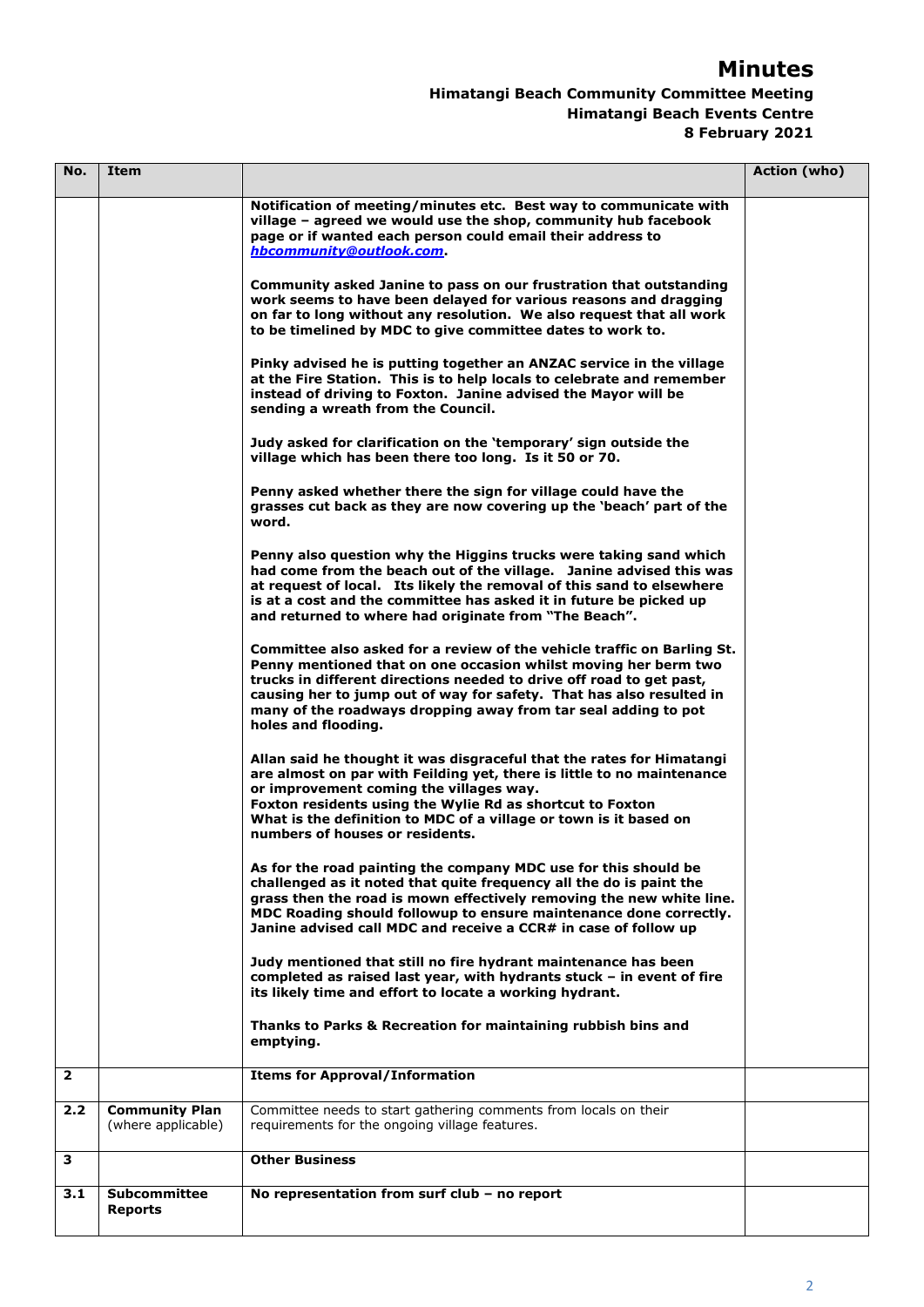# Minutes

**Himatangi Beach Community Committee Meeting**
**Himatangi Beach Events Centre**
**8 February 2021**

| No. | Item | | Action (who) |
|---|---|---|---|
| | | **Notification of meeting/minutes etc. Best way to communicate with village – agreed we would use the shop, community hub facebook page or if wanted each person could email their address to *hbcommunity@outlook.com*.**<br><br>**Community asked Janine to pass on our frustration that outstanding work seems to have been delayed for various reasons and dragging on far to long without any resolution. We also request that all work to be timelined by MDC to give committee dates to work to.**<br><br>**Pinky advised he is putting together an ANZAC service in the village at the Fire Station. This is to help locals to celebrate and remember instead of driving to Foxton. Janine advised the Mayor will be sending a wreath from the Council.**<br><br>**Judy asked for clarification on the 'temporary' sign outside the village which has been there too long. Is it 50 or 70.**<br><br>**Penny asked whether there the sign for village could have the grasses cut back as they are now covering up the 'beach' part of the word.**<br><br>**Penny also question why the Higgins trucks were taking sand which had come from the beach out of the village. Janine advised this was at request of local. Its likely the removal of this sand to elsewhere is at a cost and the committee has asked it in future be picked up and returned to where had originate from "The Beach".**<br><br>**Committee also asked for a review of the vehicle traffic on Barling St. Penny mentioned that on one occasion whilst moving her berm two trucks in different directions needed to drive off road to get past, causing her to jump out of way for safety. That has also resulted in many of the roadways dropping away from tar seal adding to pot holes and flooding.**<br><br>**Allan said he thought it was disgraceful that the rates for Himatangi are almost on par with Feilding yet, there is little to no maintenance or improvement coming the villages way.**<br>**Foxton residents using the Wylie Rd as shortcut to Foxton**<br>**What is the definition to MDC of a village or town is it based on numbers of houses or residents.**<br><br>**As for the road painting the company MDC use for this should be challenged as it noted that quite frequency all the do is paint the grass then the road is mown effectively removing the new white line. MDC Roading should followup to ensure maintenance done correctly. Janine advised call MDC and receive a CCR# in case of follow up**<br><br>**Judy mentioned that still no fire hydrant maintenance has been completed as raised last year, with hydrants stuck – in event of fire its likely time and effort to locate a working hydrant.**<br><br>**Thanks to Parks & Recreation for maintaining rubbish bins and emptying.** | |
| **2** | | **Items for Approval/Information** | |
| **2.2** | **Community Plan** (where applicable) | Committee needs to start gathering comments from locals on their requirements for the ongoing village features. | |
| **3** | | **Other Business** | |
| **3.1** | **Subcommittee Reports** | **No representation from surf club – no report** | |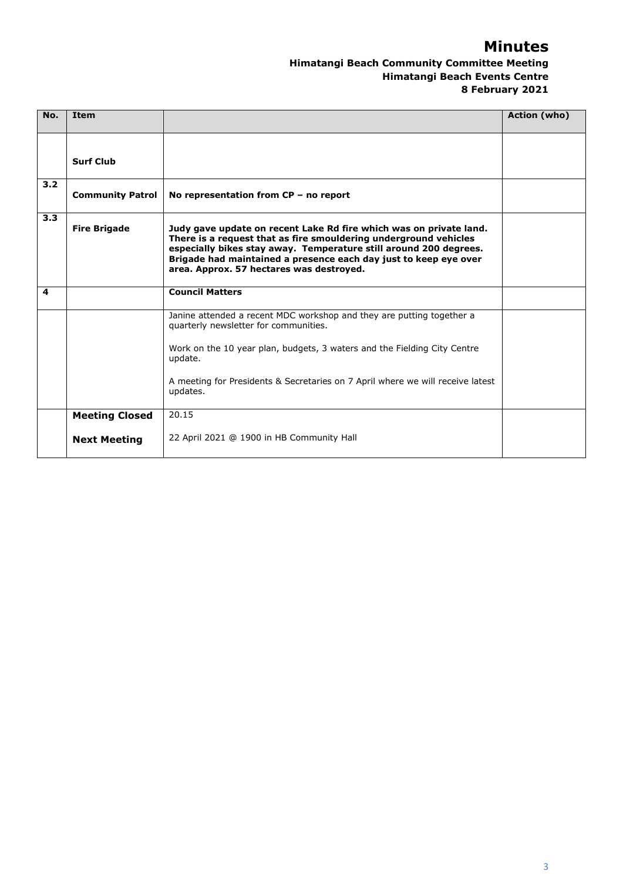# Minutes

**Himatangi Beach Community Committee Meeting**
**Himatangi Beach Events Centre**
**8 February 2021**

| No. | Item | | Action (who) |
|---|---|---|---|
| | **Surf Club** | | |
| 3.2 | **Community Patrol** | **No representation from CP – no report** | |
| 3.3 | **Fire Brigade** | **Judy gave update on recent Lake Rd fire which was on private land. There is a request that as fire smouldering underground vehicles especially bikes stay away. Temperature still around 200 degrees. Brigade had maintained a presence each day just to keep eye over area. Approx. 57 hectares was destroyed.** | |
| 4 | | **Council Matters** | |
| | | Janine attended a recent MDC workshop and they are putting together a quarterly newsletter for communities. <br><br> Work on the 10 year plan, budgets, 3 waters and the Fielding City Centre update. <br><br> A meeting for Presidents & Secretaries on 7 April where we will receive latest updates. | |
| | **Meeting Closed** <br><br> **Next Meeting** | 20.15 <br><br> 22 April 2021 @ 1900 in HB Community Hall | |